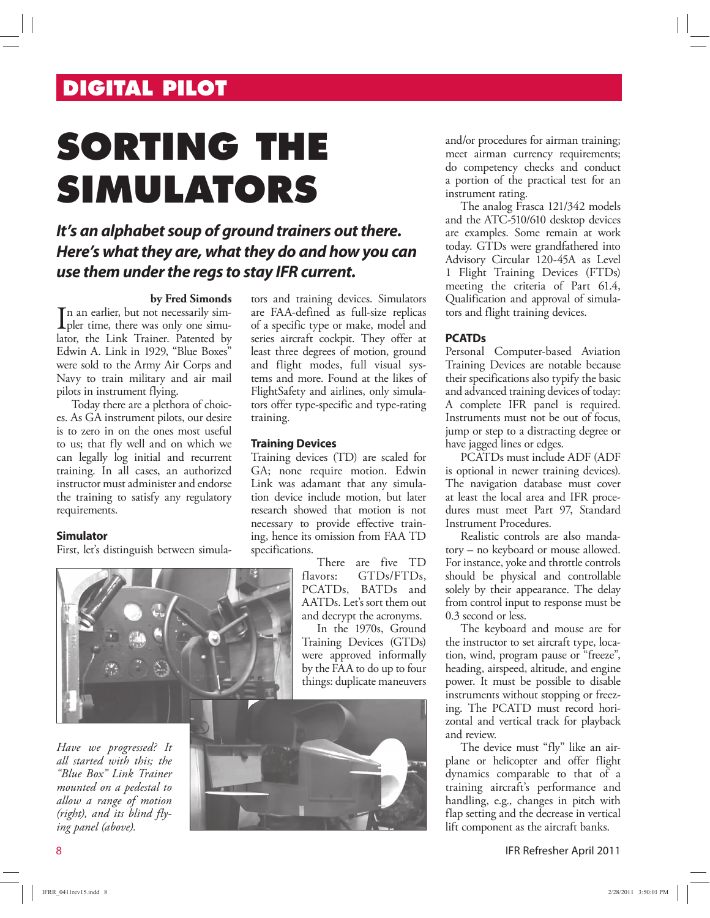DIGITAL PILOT

# SORTING THE SIMULATORS

***It's an alphabet soup of ground trainers out there. Here's what they are, what they do and how you can use them under the regs to stay IFR current.***

**by Fred Simonds**

In an earlier, but not necessarily simpler time, there was only one simulator, the Link Trainer. Patented by Edwin A. Link in 1929, "Blue Boxes" were sold to the Army Air Corps and Navy to train military and air mail pilots in instrument flying.

Today there are a plethora of choices. As GA instrument pilots, our desire is to zero in on the ones most useful to us; that fly well and on which we can legally log initial and recurrent training. In all cases, an authorized instructor must administer and endorse the training to satisfy any regulatory requirements.

### Simulator

First, let's distinguish between simulators and training devices. Simulators are FAA-defined as full-size replicas of a specific type or make, model and series aircraft cockpit. They offer at least three degrees of motion, ground and flight modes, full visual systems and more. Found at the likes of FlightSafety and airlines, only simulators offer type-specific and type-rating training.

### Training Devices

Training devices (TD) are scaled for GA; none require motion. Edwin Link was adamant that any simulation device include motion, but later research showed that motion is not necessary to provide effective training, hence its omission from FAA TD specifications.

There are five TD flavors: GTDs/FTDs, PCATDs, BATDs and AATDs. Let's sort them out and decrypt the acronyms.

In the 1970s, Ground Training Devices (GTDs) were approved informally by the FAA to do up to four things: duplicate maneuvers and/or procedures for airman training; meet airman currency requirements; do competency checks and conduct a portion of the practical test for an instrument rating.

The analog Frasca 121/342 models and the ATC-510/610 desktop devices are examples. Some remain at work today. GTDs were grandfathered into Advisory Circular 120-45A as Level 1 Flight Training Devices (FTDs) meeting the criteria of Part 61.4, Qualification and approval of simulators and flight training devices.

*Have we progressed? It all started with this; the "Blue Box" Link Trainer mounted on a pedestal to allow a range of motion (right), and its blind flying panel (above).*

### PCATDs

Personal Computer-based Aviation Training Devices are notable because their specifications also typify the basic and advanced training devices of today: A complete IFR panel is required. Instruments must not be out of focus, jump or step to a distracting degree or have jagged lines or edges.

PCATDs must include ADF (ADF is optional in newer training devices). The navigation database must cover at least the local area and IFR procedures must meet Part 97, Standard Instrument Procedures.

Realistic controls are also mandatory – no keyboard or mouse allowed. For instance, yoke and throttle controls should be physical and controllable solely by their appearance. The delay from control input to response must be 0.3 second or less.

The keyboard and mouse are for the instructor to set aircraft type, location, wind, program pause or "freeze", heading, airspeed, altitude, and engine power. It must be possible to disable instruments without stopping or freezing. The PCATD must record horizontal and vertical track for playback and review.

The device must "fly" like an airplane or helicopter and offer flight dynamics comparable to that of a training aircraft's performance and handling, e.g., changes in pitch with flap setting and the decrease in vertical lift component as the aircraft banks.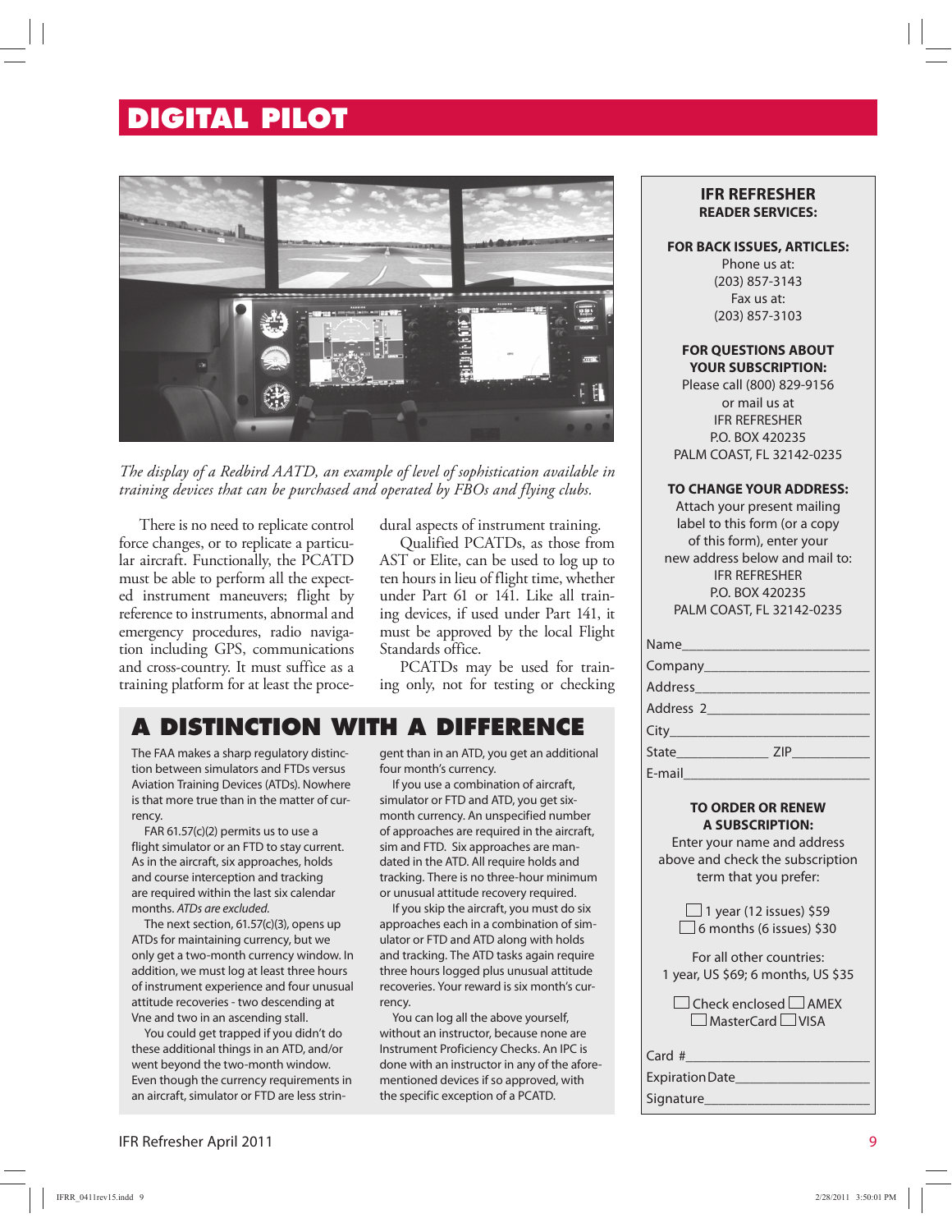# DIGITAL PILOT

*The display of a Redbird AATD, an example of level of sophistication available in training devices that can be purchased and operated by FBOs and flying clubs.*

There is no need to replicate control force changes, or to replicate a particular aircraft. Functionally, the PCATD must be able to perform all the expected instrument maneuvers; flight by reference to instruments, abnormal and emergency procedures, radio navigation including GPS, communications and cross-country. It must suffice as a training platform for at least the procedural aspects of instrument training.

Qualified PCATDs, as those from AST or Elite, can be used to log up to ten hours in lieu of flight time, whether under Part 61 or 141. Like all training devices, if used under Part 141, it must be approved by the local Flight Standards office.

PCATDs may be used for training only, not for testing or checking

## A DISTINCTION WITH A DIFFERENCE

The FAA makes a sharp regulatory distinction between simulators and FTDs versus Aviation Training Devices (ATDs). Nowhere is that more true than in the matter of currency.

FAR 61.57(c)(2) permits us to use a flight simulator or an FTD to stay current. As in the aircraft, six approaches, holds and course interception and tracking are required within the last six calendar months. *ATDs are excluded.*

The next section, 61.57(c)(3), opens up ATDs for maintaining currency, but we only get a two-month currency window. In addition, we must log at least three hours of instrument experience and four unusual attitude recoveries - two descending at Vne and two in an ascending stall.

You could get trapped if you didn't do these additional things in an ATD, and/or went beyond the two-month window. Even though the currency requirements in an aircraft, simulator or FTD are less stringent than in an ATD, you get an additional four month's currency.

If you use a combination of aircraft, simulator or FTD and ATD, you get six-month currency. An unspecified number of approaches are required in the aircraft, sim and FTD. Six approaches are mandated in the ATD. All require holds and tracking. There is no three-hour minimum or unusual attitude recovery required.

If you skip the aircraft, you must do six approaches each in a combination of simulator or FTD and ATD along with holds and tracking. The ATD tasks again require three hours logged plus unusual attitude recoveries. Your reward is six month's currency.

You can log all the above yourself, without an instructor, because none are Instrument Proficiency Checks. An IPC is done with an instructor in any of the aforementioned devices if so approved, with the specific exception of a PCATD.

---

**IFR REFRESHER**
**READER SERVICES:**

**FOR BACK ISSUES, ARTICLES:**
Phone us at:
(203) 857-3143
Fax us at:
(203) 857-3103

**FOR QUESTIONS ABOUT YOUR SUBSCRIPTION:**
Please call (800) 829-9156
or mail us at
IFR REFRESHER
P.O. BOX 420235
PALM COAST, FL 32142-0235

**TO CHANGE YOUR ADDRESS:**
Attach your present mailing label to this form (or a copy of this form), enter your new address below and mail to:
IFR REFRESHER
P.O. BOX 420235
PALM COAST, FL 32142-0235

Name________________________
Company______________________
Address______________________
Address 2_____________________
City_________________________
State____________ ZIP__________
E-mail_______________________

**TO ORDER OR RENEW A SUBSCRIPTION:**
Enter your name and address above and check the subscription term that you prefer:

☐ 1 year (12 issues) $59
☐ 6 months (6 issues) $30

For all other countries:
1 year, US $69; 6 months, US $35

☐ Check enclosed ☐ AMEX
☐ MasterCard ☐ VISA

Card #________________________
Expiration Date_________________
Signature_____________________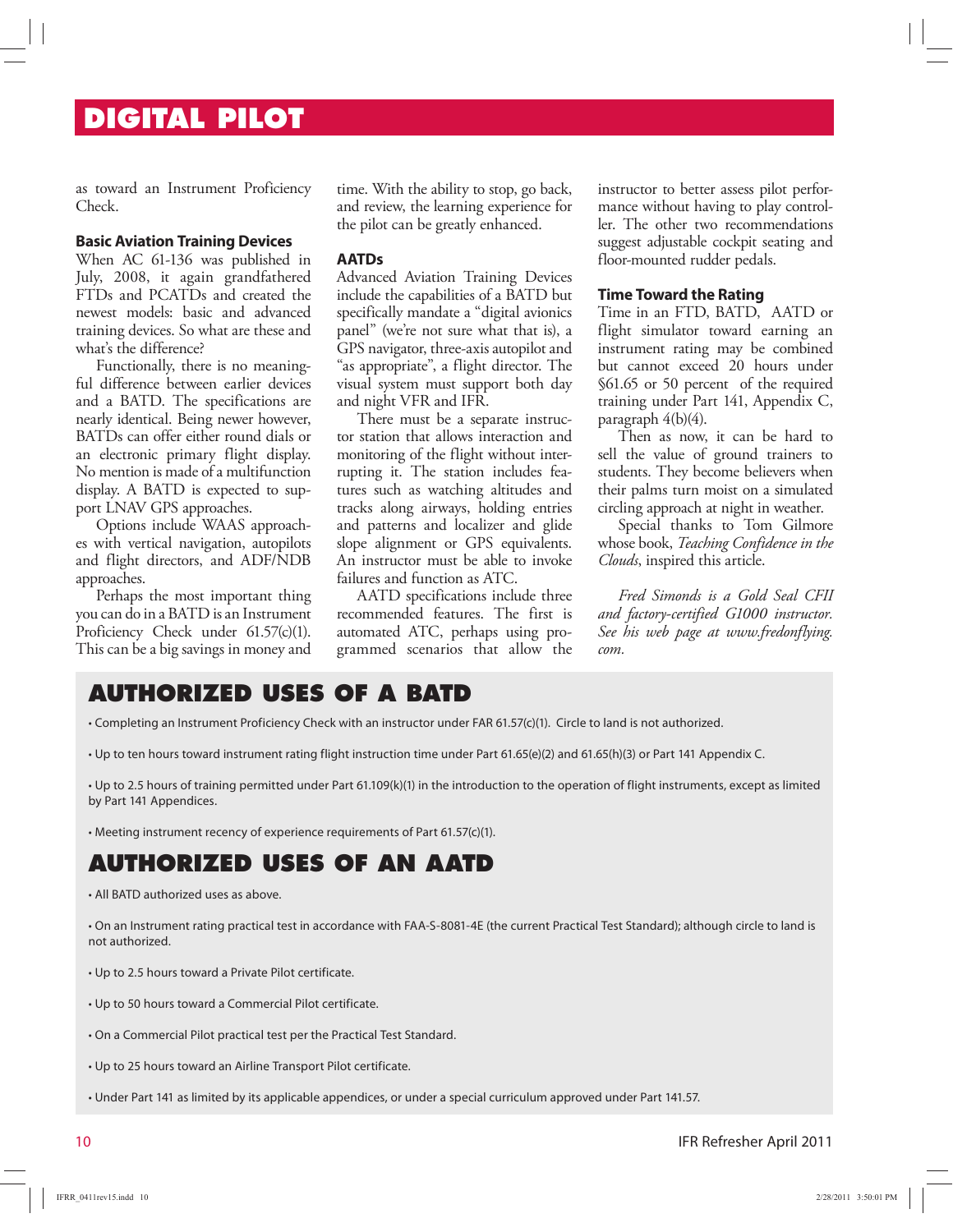as toward an Instrument Proficiency Check.

### Basic Aviation Training Devices

When AC 61-136 was published in July, 2008, it again grandfathered FTDs and PCATDs and created the newest models: basic and advanced training devices. So what are these and what's the difference?

Functionally, there is no meaningful difference between earlier devices and a BATD. The specifications are nearly identical. Being newer however, BATDs can offer either round dials or an electronic primary flight display. No mention is made of a multifunction display. A BATD is expected to support LNAV GPS approaches.

Options include WAAS approaches with vertical navigation, autopilots and flight directors, and ADF/NDB approaches.

Perhaps the most important thing you can do in a BATD is an Instrument Proficiency Check under 61.57(c)(1). This can be a big savings in money and time. With the ability to stop, go back, and review, the learning experience for the pilot can be greatly enhanced.

### AATDs

Advanced Aviation Training Devices include the capabilities of a BATD but specifically mandate a "digital avionics panel" (we're not sure what that is), a GPS navigator, three-axis autopilot and "as appropriate", a flight director. The visual system must support both day and night VFR and IFR.

There must be a separate instructor station that allows interaction and monitoring of the flight without interrupting it. The station includes features such as watching altitudes and tracks along airways, holding entries and patterns and localizer and glide slope alignment or GPS equivalents. An instructor must be able to invoke failures and function as ATC.

AATD specifications include three recommended features. The first is automated ATC, perhaps using programmed scenarios that allow the instructor to better assess pilot performance without having to play controller. The other two recommendations suggest adjustable cockpit seating and floor-mounted rudder pedals.

### Time Toward the Rating

Time in an FTD, BATD, AATD or flight simulator toward earning an instrument rating may be combined but cannot exceed 20 hours under §61.65 or 50 percent of the required training under Part 141, Appendix C, paragraph 4(b)(4).

Then as now, it can be hard to sell the value of ground trainers to students. They become believers when their palms turn moist on a simulated circling approach at night in weather.

Special thanks to Tom Gilmore whose book, *Teaching Confidence in the Clouds*, inspired this article.

*Fred Simonds is a Gold Seal CFII and factory-certified G1000 instructor. See his web page at www.fredonflying.com.*

## AUTHORIZED USES OF A BATD

- Completing an Instrument Proficiency Check with an instructor under FAR 61.57(c)(1). Circle to land is not authorized.
- Up to ten hours toward instrument rating flight instruction time under Part 61.65(e)(2) and 61.65(h)(3) or Part 141 Appendix C.
- Up to 2.5 hours of training permitted under Part 61.109(k)(1) in the introduction to the operation of flight instruments, except as limited by Part 141 Appendices.
- Meeting instrument recency of experience requirements of Part 61.57(c)(1).

## AUTHORIZED USES OF AN AATD

- All BATD authorized uses as above.
- On an Instrument rating practical test in accordance with FAA-S-8081-4E (the current Practical Test Standard); although circle to land is not authorized.
- Up to 2.5 hours toward a Private Pilot certificate.
- Up to 50 hours toward a Commercial Pilot certificate.
- On a Commercial Pilot practical test per the Practical Test Standard.
- Up to 25 hours toward an Airline Transport Pilot certificate.
- Under Part 141 as limited by its applicable appendices, or under a special curriculum approved under Part 141.57.